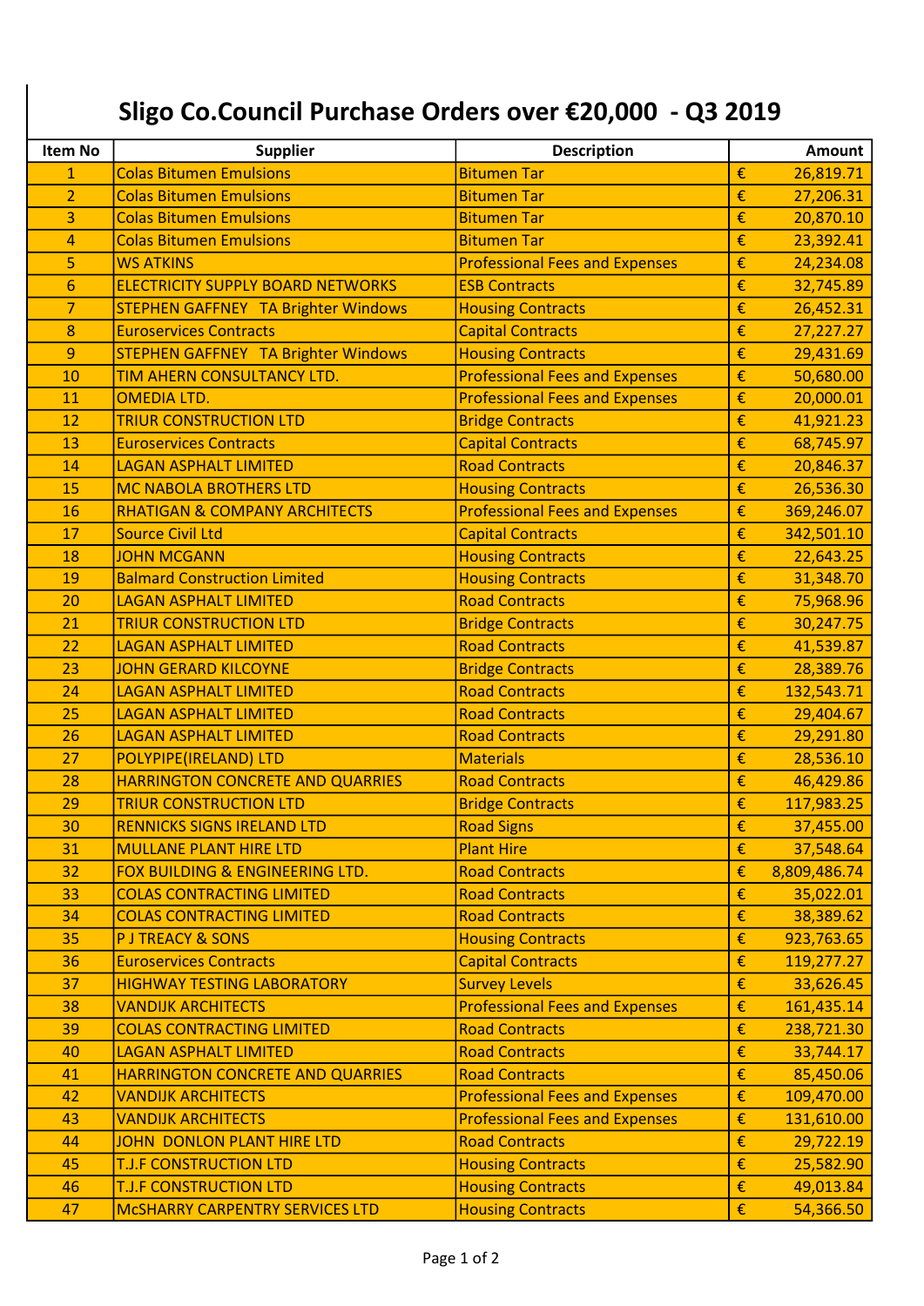# Sligo Co.Council Purchase Orders over €20,000 - Q3 2019

| Item No | Supplier | Description | Amount |
|---|---|---|---|
| 1 | Colas Bitumen Emulsions | Bitumen Tar | € 26,819.71 |
| 2 | Colas Bitumen Emulsions | Bitumen Tar | € 27,206.31 |
| 3 | Colas Bitumen Emulsions | Bitumen Tar | € 20,870.10 |
| 4 | Colas Bitumen Emulsions | Bitumen Tar | € 23,392.41 |
| 5 | WS ATKINS | Professional Fees and Expenses | € 24,234.08 |
| 6 | ELECTRICITY SUPPLY BOARD NETWORKS | ESB Contracts | € 32,745.89 |
| 7 | STEPHEN GAFFNEY TA Brighter Windows | Housing Contracts | € 26,452.31 |
| 8 | Euroservices Contracts | Capital Contracts | € 27,227.27 |
| 9 | STEPHEN GAFFNEY TA Brighter Windows | Housing Contracts | € 29,431.69 |
| 10 | TIM AHERN CONSULTANCY LTD. | Professional Fees and Expenses | € 50,680.00 |
| 11 | OMEDIA LTD. | Professional Fees and Expenses | € 20,000.01 |
| 12 | TRIUR CONSTRUCTION LTD | Bridge Contracts | € 41,921.23 |
| 13 | Euroservices Contracts | Capital Contracts | € 68,745.97 |
| 14 | LAGAN ASPHALT LIMITED | Road Contracts | € 20,846.37 |
| 15 | MC NABOLA BROTHERS LTD | Housing Contracts | € 26,536.30 |
| 16 | RHATIGAN & COMPANY ARCHITECTS | Professional Fees and Expenses | € 369,246.07 |
| 17 | Source Civil Ltd | Capital Contracts | € 342,501.10 |
| 18 | JOHN MCGANN | Housing Contracts | € 22,643.25 |
| 19 | Balmard Construction Limited | Housing Contracts | € 31,348.70 |
| 20 | LAGAN ASPHALT LIMITED | Road Contracts | € 75,968.96 |
| 21 | TRIUR CONSTRUCTION LTD | Bridge Contracts | € 30,247.75 |
| 22 | LAGAN ASPHALT LIMITED | Road Contracts | € 41,539.87 |
| 23 | JOHN GERARD KILCOYNE | Bridge Contracts | € 28,389.76 |
| 24 | LAGAN ASPHALT LIMITED | Road Contracts | € 132,543.71 |
| 25 | LAGAN ASPHALT LIMITED | Road Contracts | € 29,404.67 |
| 26 | LAGAN ASPHALT LIMITED | Road Contracts | € 29,291.80 |
| 27 | POLYPIPE(IRELAND) LTD | Materials | € 28,536.10 |
| 28 | HARRINGTON CONCRETE AND QUARRIES | Road Contracts | € 46,429.86 |
| 29 | TRIUR CONSTRUCTION LTD | Bridge Contracts | € 117,983.25 |
| 30 | RENNICKS SIGNS IRELAND LTD | Road Signs | € 37,455.00 |
| 31 | MULLANE PLANT HIRE LTD | Plant Hire | € 37,548.64 |
| 32 | FOX BUILDING & ENGINEERING LTD. | Road Contracts | € 8,809,486.74 |
| 33 | COLAS CONTRACTING LIMITED | Road Contracts | € 35,022.01 |
| 34 | COLAS CONTRACTING LIMITED | Road Contracts | € 38,389.62 |
| 35 | P J TREACY & SONS | Housing Contracts | € 923,763.65 |
| 36 | Euroservices Contracts | Capital Contracts | € 119,277.27 |
| 37 | HIGHWAY TESTING LABORATORY | Survey Levels | € 33,626.45 |
| 38 | VANDIJK ARCHITECTS | Professional Fees and Expenses | € 161,435.14 |
| 39 | COLAS CONTRACTING LIMITED | Road Contracts | € 238,721.30 |
| 40 | LAGAN ASPHALT LIMITED | Road Contracts | € 33,744.17 |
| 41 | HARRINGTON CONCRETE AND QUARRIES | Road Contracts | € 85,450.06 |
| 42 | VANDIJK ARCHITECTS | Professional Fees and Expenses | € 109,470.00 |
| 43 | VANDIJK ARCHITECTS | Professional Fees and Expenses | € 131,610.00 |
| 44 | JOHN DONLON PLANT HIRE LTD | Road Contracts | € 29,722.19 |
| 45 | T.J.F CONSTRUCTION LTD | Housing Contracts | € 25,582.90 |
| 46 | T.J.F CONSTRUCTION LTD | Housing Contracts | € 49,013.84 |
| 47 | McSHARRY CARPENTRY SERVICES LTD | Housing Contracts | € 54,366.50 |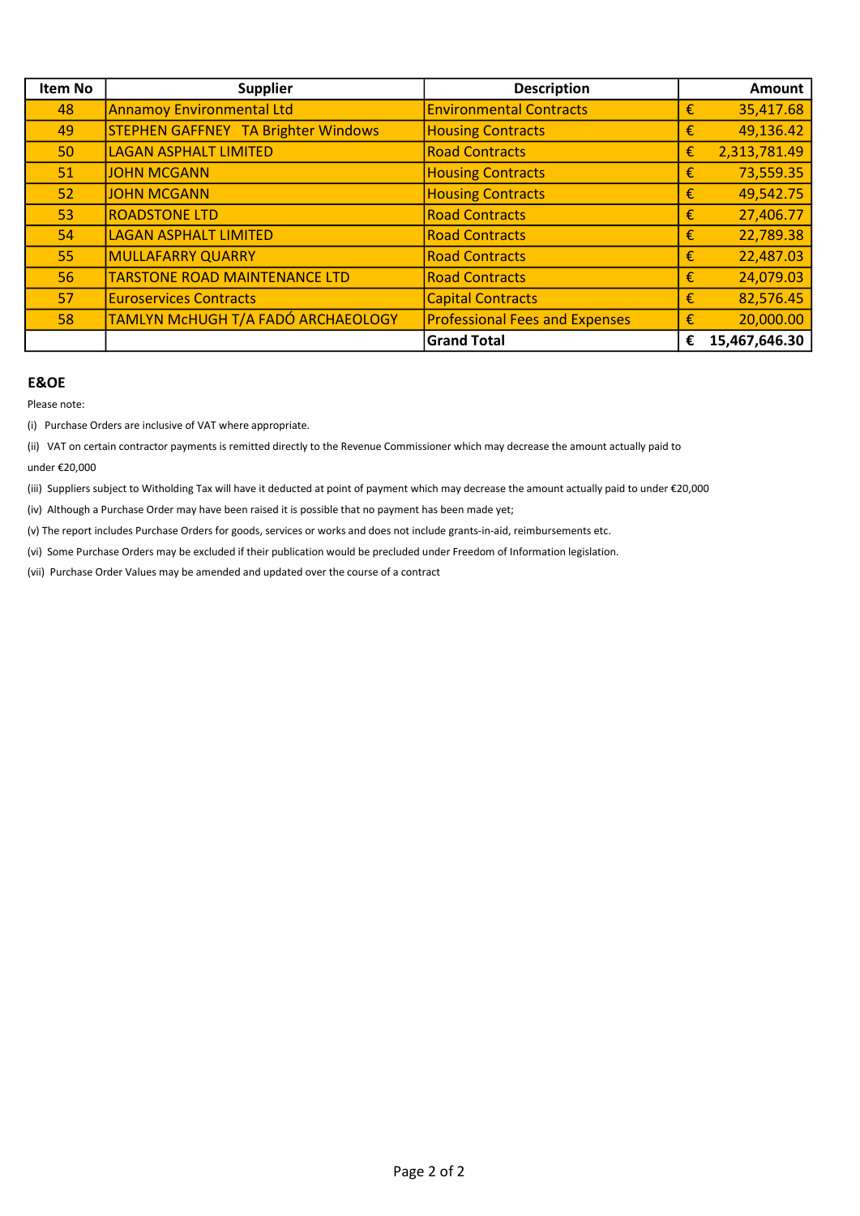| Item No | Supplier | Description | Amount |
|---|---|---|---|
| 48 | Annamoy Environmental Ltd | Environmental Contracts | € 35,417.68 |
| 49 | STEPHEN GAFFNEY TA Brighter Windows | Housing Contracts | € 49,136.42 |
| 50 | LAGAN ASPHALT LIMITED | Road Contracts | € 2,313,781.49 |
| 51 | JOHN MCGANN | Housing Contracts | € 73,559.35 |
| 52 | JOHN MCGANN | Housing Contracts | € 49,542.75 |
| 53 | ROADSTONE LTD | Road Contracts | € 27,406.77 |
| 54 | LAGAN ASPHALT LIMITED | Road Contracts | € 22,789.38 |
| 55 | MULLAFARRY QUARRY | Road Contracts | € 22,487.03 |
| 56 | TARSTONE ROAD MAINTENANCE LTD | Road Contracts | € 24,079.03 |
| 57 | Euroservices Contracts | Capital Contracts | € 82,576.45 |
| 58 | TAMLYN McHUGH T/A FADÓ ARCHAEOLOGY | Professional Fees and Expenses | € 20,000.00 |
| | | **Grand Total** | **€ 15,467,646.30** |

**E&OE**

Please note:

(i) Purchase Orders are inclusive of VAT where appropriate.

(ii) VAT on certain contractor payments is remitted directly to the Revenue Commissioner which may decrease the amount actually paid to under €20,000

(iii) Suppliers subject to Witholding Tax will have it deducted at point of payment which may decrease the amount actually paid to under €20,000

(iv) Although a Purchase Order may have been raised it is possible that no payment has been made yet;

(v) The report includes Purchase Orders for goods, services or works and does not include grants-in-aid, reimbursements etc.

(vi) Some Purchase Orders may be excluded if their publication would be precluded under Freedom of Information legislation.

(vii) Purchase Order Values may be amended and updated over the course of a contract